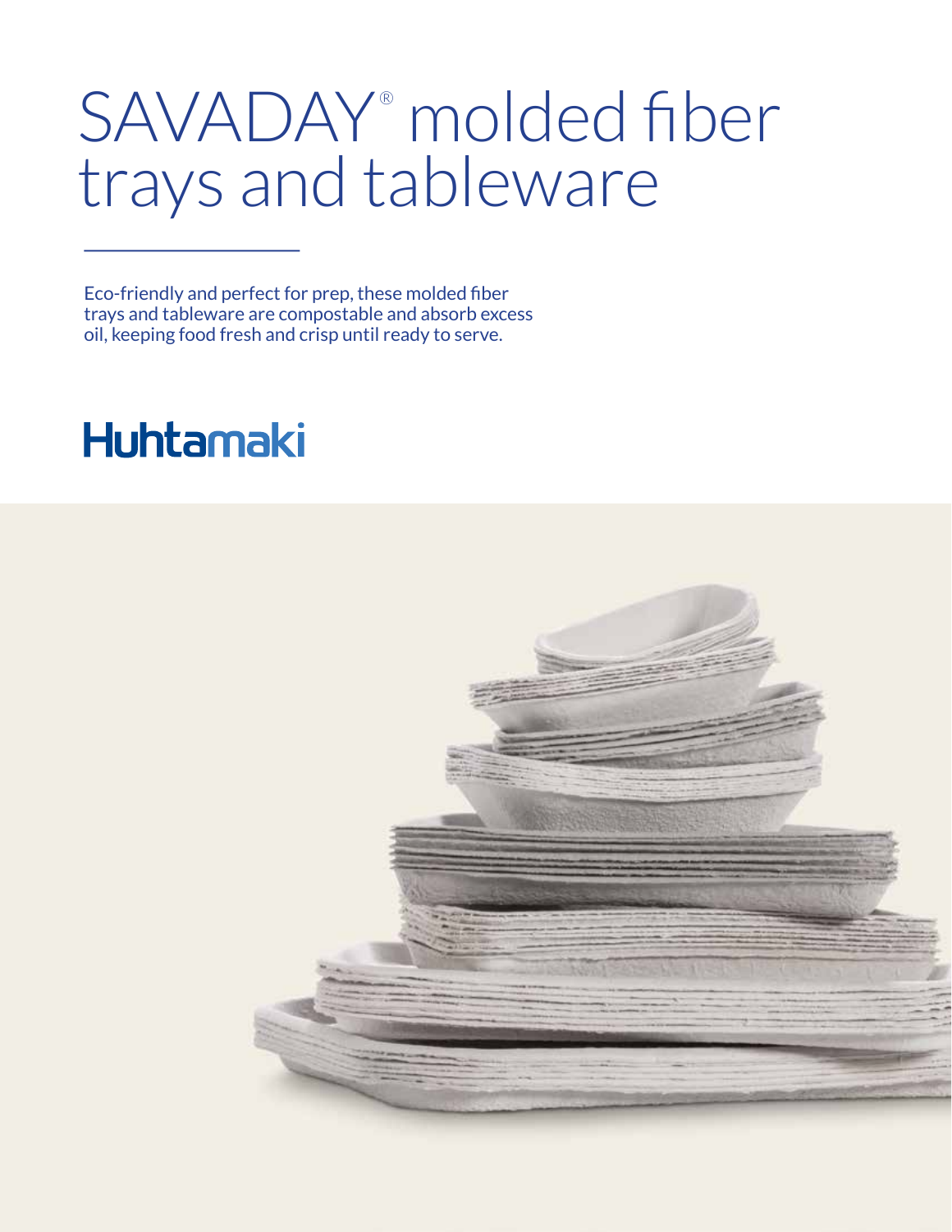# SAVADAY® molded fiber trays and tableware

Eco-friendly and perfect for prep, these molded fiber trays and tableware are compostable and absorb excess oil, keeping food fresh and crisp until ready to serve.

Huhtamaki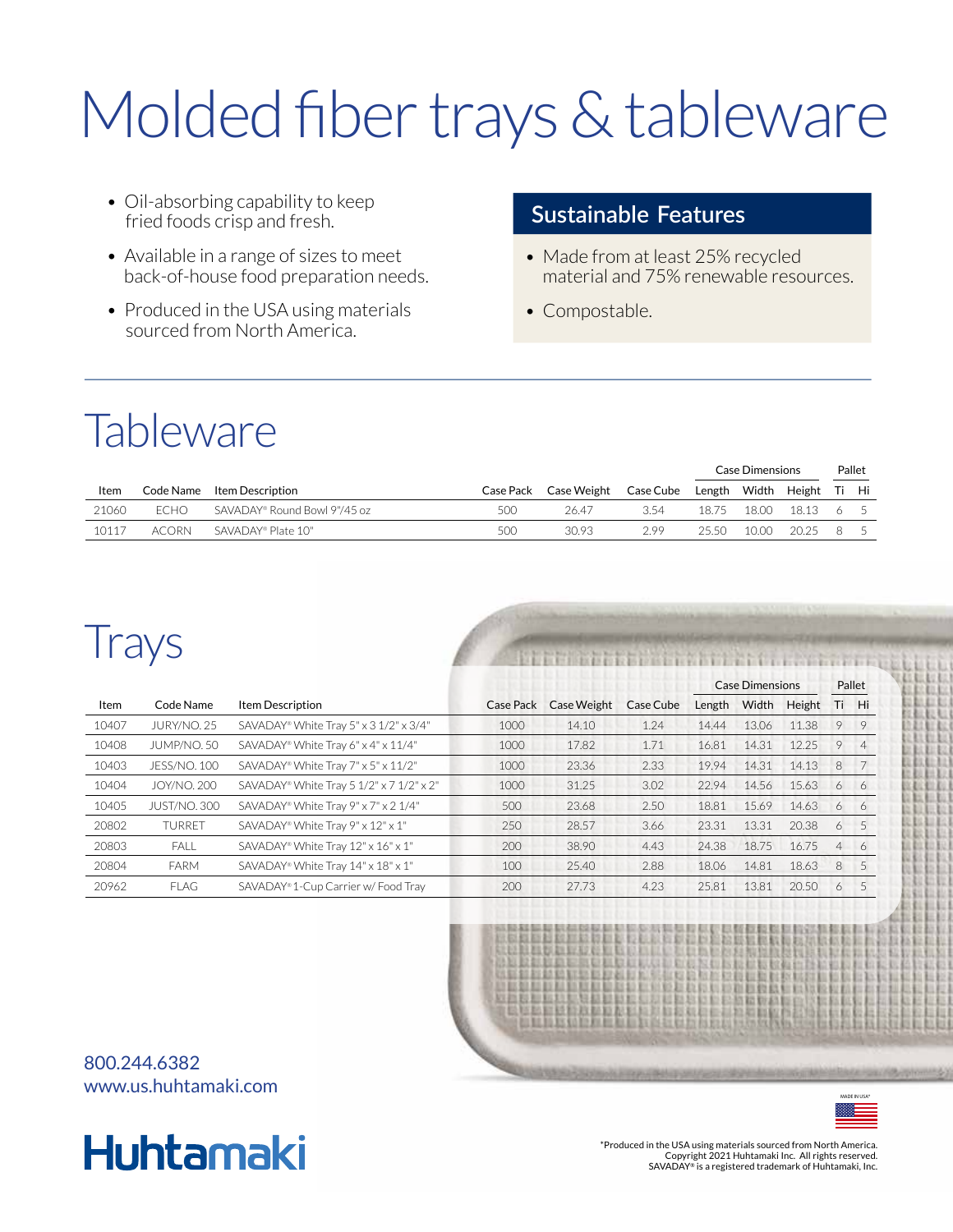# Molded fiber trays & tableware

- Oil-absorbing capability to keep fried foods crisp and fresh.
- Available in a range of sizes to meet back-of-house food preparation needs.
- Produced in the USA using materials sourced from North America.

## Sustainable Features

- Made from at least 25% recycled material and 75% renewable resources.
- Compostable.

## Tableware

| | | | | | | Case Dimensions | | | Pallet | |
|---|---|---|---|---|---|---|---|---|---|---|
| Item | Code Name | Item Description | Case Pack | Case Weight | Case Cube | Length | Width | Height | Ti | Hi |
| 21060 | ECHO | SAVADAY® Round Bowl 9"/45 oz | 500 | 26.47 | 3.54 | 18.75 | 18.00 | 18.13 | 6 | 5 |
| 10117 | ACORN | SAVADAY® Plate 10" | 500 | 30.93 | 2.99 | 25.50 | 10.00 | 20.25 | 8 | 5 |

## Trays

| | | | | | | Case Dimensions | | | Pallet | |
|---|---|---|---|---|---|---|---|---|---|---|
| Item | Code Name | Item Description | Case Pack | Case Weight | Case Cube | Length | Width | Height | Ti | Hi |
| 10407 | JURY/NO. 25 | SAVADAY® White Tray 5" x 3 1/2" x 3/4" | 1000 | 14.10 | 1.24 | 14.44 | 13.06 | 11.38 | 9 | 9 |
| 10408 | JUMP/NO. 50 | SAVADAY® White Tray 6" x 4" x 11/4" | 1000 | 17.82 | 1.71 | 16.81 | 14.31 | 12.25 | 9 | 4 |
| 10403 | JESS/NO. 100 | SAVADAY® White Tray 7" x 5" x 11/2" | 1000 | 23.36 | 2.33 | 19.94 | 14.31 | 14.13 | 8 | 7 |
| 10404 | JOY/NO. 200 | SAVADAY® White Tray 5 1/2" x 7 1/2" x 2" | 1000 | 31.25 | 3.02 | 22.94 | 14.56 | 15.63 | 6 | 6 |
| 10405 | JUST/NO. 300 | SAVADAY® White Tray 9" x 7" x 2 1/4" | 500 | 23.68 | 2.50 | 18.81 | 15.69 | 14.63 | 6 | 6 |
| 20802 | TURRET | SAVADAY® White Tray 9" x 12" x 1" | 250 | 28.57 | 3.66 | 23.31 | 13.31 | 20.38 | 6 | 5 |
| 20803 | FALL | SAVADAY® White Tray 12" x 16" x 1" | 200 | 38.90 | 4.43 | 24.38 | 18.75 | 16.75 | 4 | 6 |
| 20804 | FARM | SAVADAY® White Tray 14" x 18" x 1" | 100 | 25.40 | 2.88 | 18.06 | 14.81 | 18.63 | 8 | 5 |
| 20962 | FLAG | SAVADAY® 1-Cup Carrier w/ Food Tray | 200 | 27.73 | 4.23 | 25.81 | 13.81 | 20.50 | 6 | 5 |

800.244.6382
www.us.huhtamaki.com

Huhtamaki

MADE IN USA*

*Produced in the USA using materials sourced from North America.
Copyright 2021 Huhtamaki Inc. All rights reserved.
SAVADAY® is a registered trademark of Huhtamaki, Inc.